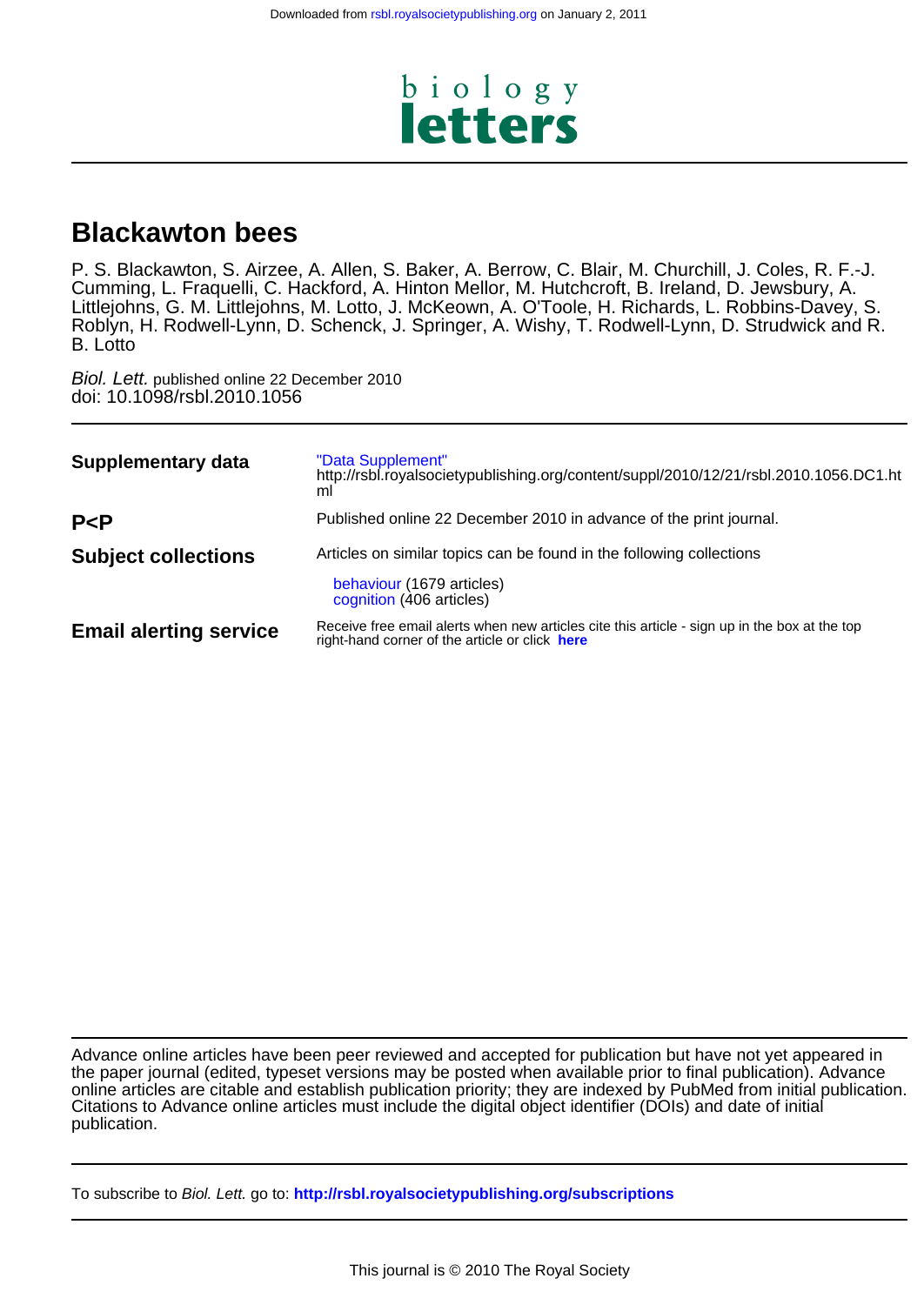Downloaded from rsbl.royalsocietypublishing.org on January 2, 2011

biology
**letters**

# Blackawton bees

P. S. Blackawton, S. Airzee, A. Allen, S. Baker, A. Berrow, C. Blair, M. Churchill, J. Coles, R. F.-J. Cumming, L. Fraquelli, C. Hackford, A. Hinton Mellor, M. Hutchcroft, B. Ireland, D. Jewsbury, A. Littlejohns, G. M. Littlejohns, M. Lotto, J. McKeown, A. O'Toole, H. Richards, L. Robbins-Davey, S. Roblyn, H. Rodwell-Lynn, D. Schenck, J. Springer, A. Wishy, T. Rodwell-Lynn, D. Strudwick and R. B. Lotto

*Biol. Lett.* published online 22 December 2010
doi: 10.1098/rsbl.2010.1056

| | |
|---|---|
| **Supplementary data** | "Data Supplement" http://rsbl.royalsocietypublishing.org/content/suppl/2010/12/21/rsbl.2010.1056.DC1.html |
| **P<P** | Published online 22 December 2010 in advance of the print journal. |
| **Subject collections** | Articles on similar topics can be found in the following collections<br>behaviour (1679 articles)<br>cognition (406 articles) |
| **Email alerting service** | Receive free email alerts when new articles cite this article - sign up in the box at the top right-hand corner of the article or click **here** |

Advance online articles have been peer reviewed and accepted for publication but have not yet appeared in the paper journal (edited, typeset versions may be posted when available prior to final publication). Advance online articles are citable and establish publication priority; they are indexed by PubMed from initial publication. Citations to Advance online articles must include the digital object identifier (DOIs) and date of initial publication.

To subscribe to *Biol. Lett.* go to: **http://rsbl.royalsocietypublishing.org/subscriptions**

This journal is © 2010 The Royal Society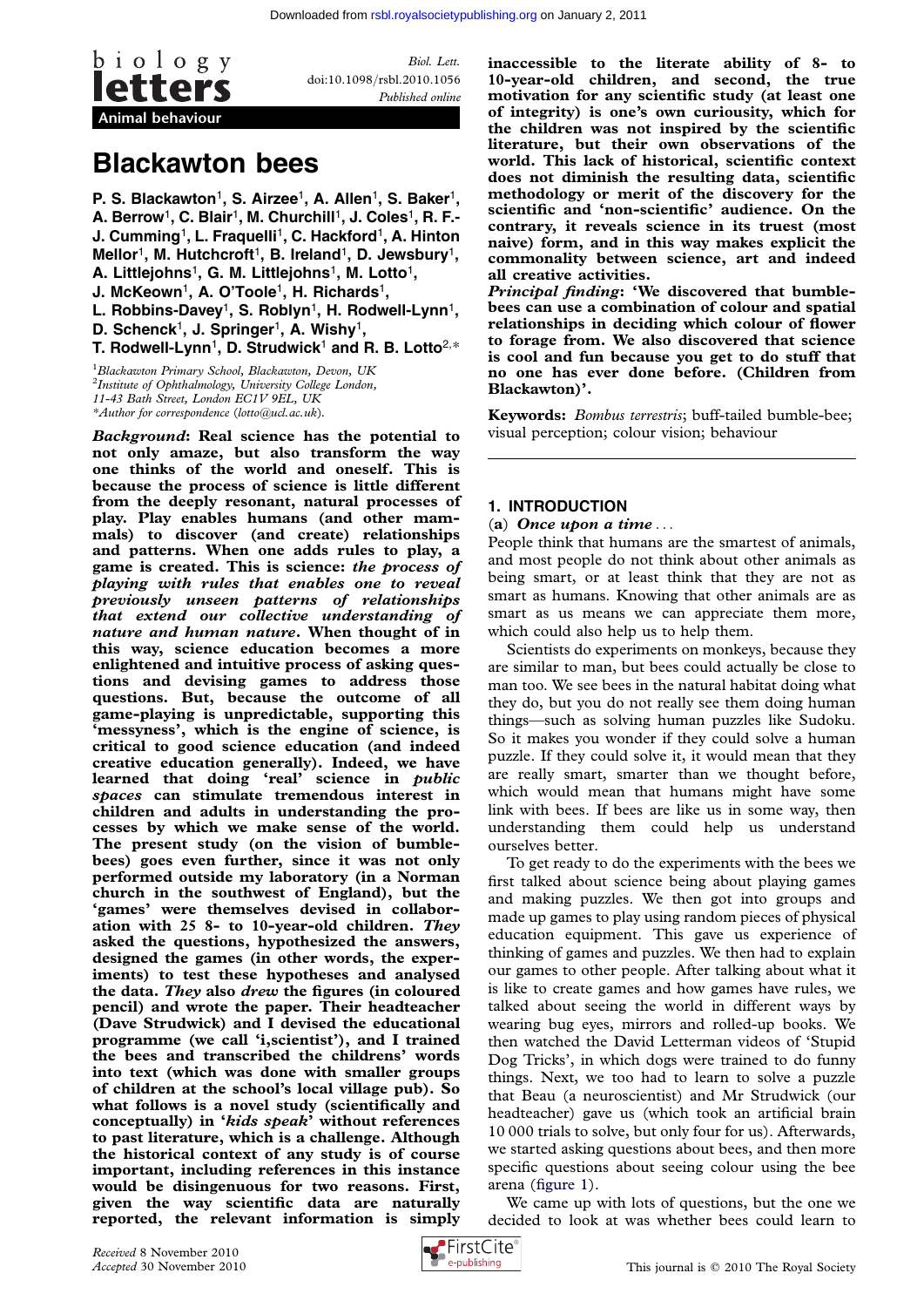Biol. Lett.
doi:10.1098/rsbl.2010.1056
Published online

Animal behaviour

# Blackawton bees

P. S. Blackawton[1], S. Airzee[1], A. Allen[1], S. Baker[1], A. Berrow[1], C. Blair[1], M. Churchill[1], J. Coles[1], R. F.-J. Cumming[1], L. Fraquelli[1], C. Hackford[1], A. Hinton Mellor[1], M. Hutchcroft[1], B. Ireland[1], D. Jewsbury[1], A. Littlejohns[1], G. M. Littlejohns[1], M. Lotto[1], J. McKeown[1], A. O'Toole[1], H. Richards[1], L. Robbins-Davey[1], S. Roblyn[1], H. Rodwell-Lynn[1], D. Schenck[1], J. Springer[1], A. Wishy[1], T. Rodwell-Lynn[1], D. Strudwick[1] and R. B. Lotto[2,*]

[1]Blackawton Primary School, Blackawton, Devon, UK
[2]Institute of Ophthalmology, University College London, 11-43 Bath Street, London EC1V 9EL, UK
*Author for correspondence (lotto@ucl.ac.uk).

***Background*: Real science has the potential to not only amaze, but also transform the way one thinks of the world and oneself. This is because the process of science is little different from the deeply resonant, natural processes of play. Play enables humans (and other mammals) to discover (and create) relationships and patterns. When one adds rules to play, a game is created. This is science: *the process of playing with rules that enables one to reveal previously unseen patterns of relationships that extend our collective understanding of nature and human nature*. When thought of in this way, science education becomes a more enlightened and intuitive process of asking questions and devising games to address those questions. But, because the outcome of all game-playing is unpredictable, supporting this 'messyness', which is the engine of science, is critical to good science education (and indeed creative education generally). Indeed, we have learned that doing 'real' science in *public spaces* can stimulate tremendous interest in children and adults in understanding the processes by which we make sense of the world. The present study (on the vision of bumblebees) goes even further, since it was not only performed outside my laboratory (in a Norman church in the southwest of England), but the 'games' were themselves devised in collaboration with 25 8- to 10-year-old children. *They* asked the questions, hypothesized the answers, designed the games (in other words, the experiments) to test these hypotheses and analysed the data. *They* also *drew* the figures (in coloured pencil) and wrote the paper. Their headteacher (Dave Strudwick) and I devised the educational programme (we call 'i,scientist'), and I trained the bees and transcribed the childrens' words into text (which was done with smaller groups of children at the school's local village pub). So what follows is a novel study (scientifically and conceptually) in '*kids speak*' without references to past literature, which is a challenge. Although the historical context of any study is of course important, including references in this instance would be disingenuous for two reasons. First, given the way scientific data are naturally reported, the relevant information is simply inaccessible to the literate ability of 8- to 10-year-old children, and second, the true motivation for any scientific study (at least one of integrity) is one's own curiousity, which for the children was not inspired by the scientific literature, but their own observations of the world. This lack of historical, scientific context does not diminish the resulting data, scientific methodology or merit of the discovery for the scientific and 'non-scientific' audience. On the contrary, it reveals science in its truest (most naive) form, and in this way makes explicit the commonality between science, art and indeed all creative activities.***

***Principal finding*: 'We discovered that bumble-bees can use a combination of colour and spatial relationships in deciding which colour of flower to forage from. We also discovered that science is cool and fun because you get to do stuff that no one has ever done before. (Children from Blackawton)'.**

**Keywords:** *Bombus terrestris*; buff-tailed bumble-bee; visual perception; colour vision; behaviour

## 1. INTRODUCTION

### (a) *Once upon a time . . .*

People think that humans are the smartest of animals, and most people do not think about other animals as being smart, or at least think that they are not as smart as humans. Knowing that other animals are as smart as us means we can appreciate them more, which could also help us to help them.

Scientists do experiments on monkeys, because they are similar to man, but bees could actually be close to man too. We see bees in the natural habitat doing what they do, but you do not really see them doing human things—such as solving human puzzles like Sudoku. So it makes you wonder if they could solve a human puzzle. If they could solve it, it would mean that they are really smart, smarter than we thought before, which would mean that humans might have some link with bees. If bees are like us in some way, then understanding them could help us understand ourselves better.

To get ready to do the experiments with the bees we first talked about science being about playing games and making puzzles. We then got into groups and made up games to play using random pieces of physical education equipment. This gave us experience of thinking of games and puzzles. We then had to explain our games to other people. After talking about what it is like to create games and how games have rules, we talked about seeing the world in different ways by wearing bug eyes, mirrors and rolled-up books. We then watched the David Letterman videos of 'Stupid Dog Tricks', in which dogs were trained to do funny things. Next, we too had to learn to solve a puzzle that Beau (a neuroscientist) and Mr Strudwick (our headteacher) gave us (which took an artificial brain 10 000 trials to solve, but only four for us). Afterwards, we started asking questions about bees, and then more specific questions about seeing colour using the bee arena (figure 1).

We came up with lots of questions, but the one we decided to look at was whether bees could learn to

*Received* 8 November 2010
*Accepted* 30 November 2010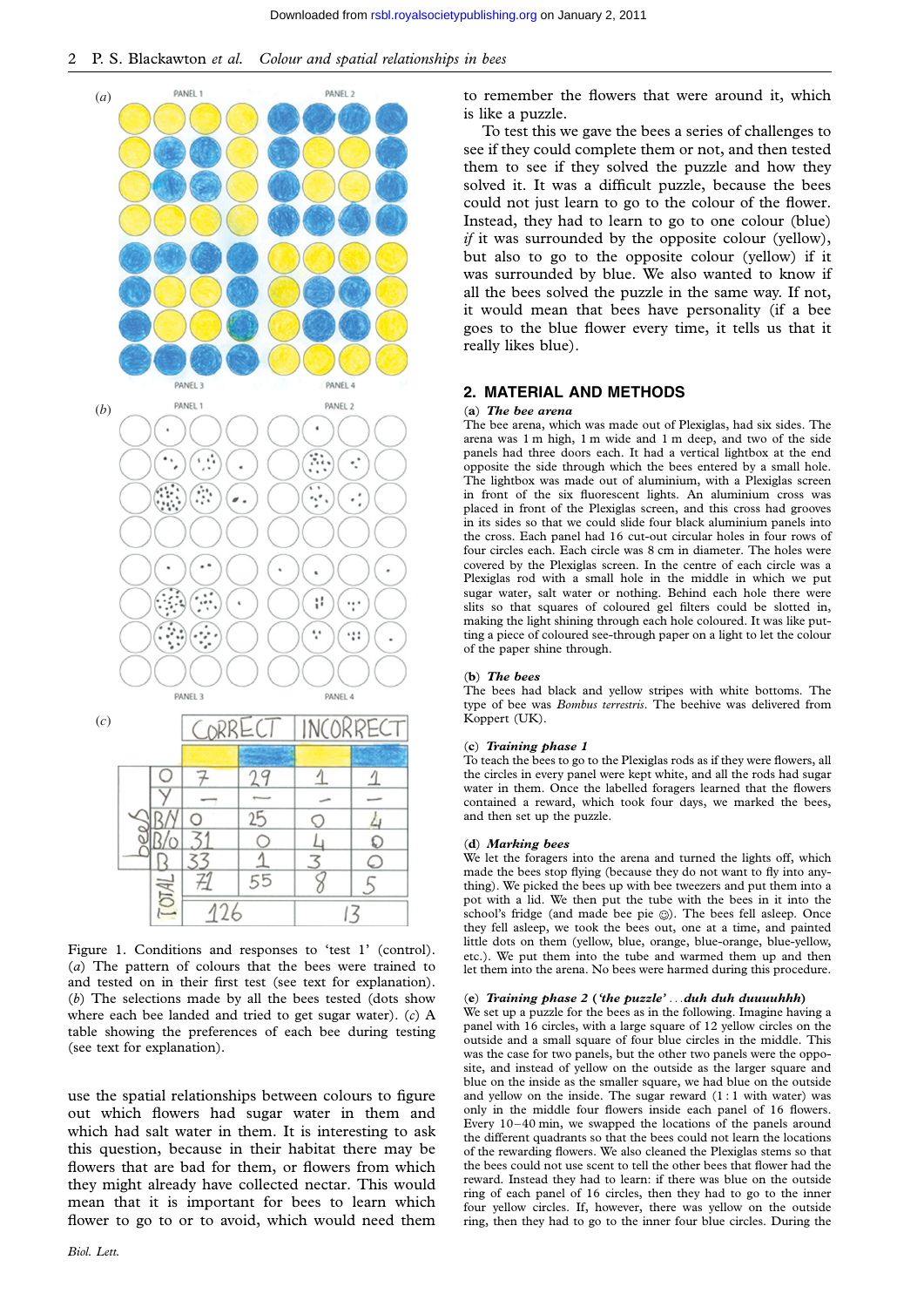| | CORRECT | | INCORRECT | |
|---|---|---|---|---|
| bee | (yellow) | (blue) | (yellow) | (blue) |
| O | 7 | 29 | 1 | 1 |
| Y | — | — | — | — |
| B/Y | 0 | 25 | 0 | 4 |
| B/O | 31 | 0 | 4 | 0 |
| B | 33 | 1 | 3 | 0 |
| TOTAL | 71 | 55 | 8 | 5 |
| | 126 | | 13 | |

Figure 1. Conditions and responses to 'test 1' (control). (*a*) The pattern of colours that the bees were trained to and tested on in their first test (see text for explanation). (*b*) The selections made by all the bees tested (dots show where each bee landed and tried to get sugar water). (*c*) A table showing the preferences of each bee during testing (see text for explanation).

use the spatial relationships between colours to figure out which flowers had sugar water in them and which had salt water in them. It is interesting to ask this question, because in their habitat there may be flowers that are bad for them, or flowers from which they might already have collected nectar. This would mean that it is important for bees to learn which flower to go to or to avoid, which would need them to remember the flowers that were around it, which is like a puzzle.

To test this we gave the bees a series of challenges to see if they could complete them or not, and then tested them to see if they solved the puzzle and how they solved it. It was a difficult puzzle, because the bees could not just learn to go to the colour of the flower. Instead, they had to learn to go to one colour (blue) *if* it was surrounded by the opposite colour (yellow), but also to go to the opposite colour (yellow) if it was surrounded by blue. We also wanted to know if all the bees solved the puzzle in the same way. If not, it would mean that bees have personality (if a bee goes to the blue flower every time, it tells us that it really likes blue).

## 2. MATERIAL AND METHODS

### (a) *The bee arena*

The bee arena, which was made out of Plexiglas, had six sides. The arena was 1 m high, 1 m wide and 1 m deep, and two of the side panels had three doors each. It had a vertical lightbox at the end opposite the side through which the bees entered by a small hole. The lightbox was made out of aluminium, with a Plexiglas screen in front of the six fluorescent lights. An aluminium cross was placed in front of the Plexiglas screen, and this cross had grooves in its sides so that we could slide four black aluminium panels into the cross. Each panel had 16 cut-out circular holes in four rows of four circles each. Each circle was 8 cm in diameter. The holes were covered by the Plexiglas screen. In the centre of each circle was a Plexiglas rod with a small hole in the middle in which we put sugar water, salt water or nothing. Behind each hole there were slits so that squares of coloured gel filters could be slotted in, making the light shining through each hole coloured. It was like putting a piece of coloured see-through paper on a light to let the colour of the paper shine through.

### (b) *The bees*

The bees had black and yellow stripes with white bottoms. The type of bee was *Bombus terrestris*. The beehive was delivered from Koppert (UK).

### (c) *Training phase 1*

To teach the bees to go to the Plexiglas rods as if they were flowers, all the circles in every panel were kept white, and all the rods had sugar water in them. Once the labelled foragers learned that the flowers contained a reward, which took four days, we marked the bees, and then set up the puzzle.

### (d) *Marking bees*

We let the foragers into the arena and turned the lights off, which made the bees stop flying (because they do not want to fly into anything). We picked the bees up with bee tweezers and put them into a pot with a lid. We then put the tube with the bees in it into the school's fridge (and made bee pie ☺). The bees fell asleep. Once they fell asleep, we took the bees out, one at a time, and painted little dots on them (yellow, blue, orange, blue-orange, blue-yellow, etc.). We put them into the tube and warmed them up and then let them into the arena. No bees were harmed during this procedure.

### (e) *Training phase 2 ('the puzzle' ...duh duh duuuuhhh)*

We set up a puzzle for the bees as in the following. Imagine having a panel with 16 circles, with a large square of 12 yellow circles on the outside and a small square of four blue circles in the middle. This was the case for two panels, but the other two panels were the opposite, and instead of yellow on the outside as the larger square and blue on the inside as the smaller square, we had blue on the outside and yellow on the inside. The sugar reward (1 : 1 with water) was only in the middle four flowers inside each panel of 16 flowers. Every 10–40 min, we swapped the locations of the panels around the different quadrants so that the bees could not learn the locations of the rewarding flowers. We also cleaned the Plexiglas stems so that the bees could not use scent to tell the other bees that flower had the reward. Instead they had to learn: if there was blue on the outside ring of each panel of 16 circles, then they had to go to the inner four yellow circles. If, however, there was yellow on the outside ring, then they had to go to the inner four blue circles. During the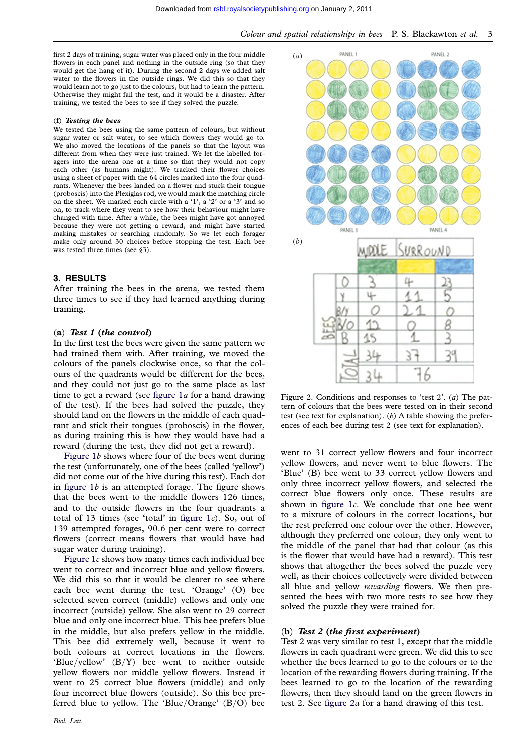first 2 days of training, sugar water was placed only in the four middle flowers in each panel and nothing in the outside ring (so that they would get the hang of it). During the second 2 days we added salt water to the flowers in the outside rings. We did this so that they would learn not to go just to the colours, but had to learn the pattern. Otherwise they might fail the test, and it would be a disaster. After training, we tested the bees to see if they solved the puzzle.

### (f) *Testing the bees*

We tested the bees using the same pattern of colours, but without sugar water or salt water, to see which flowers they would go to. We also moved the locations of the panels so that the layout was different from when they were just trained. We let the labelled foragers into the arena one at a time so that they would not copy each other (as humans might). We tracked their flower choices using a sheet of paper with the 64 circles marked into the four quadrants. Whenever the bees landed on a flower and stuck their tongue (proboscis) into the Plexiglas rod, we would mark the matching circle on the sheet. We marked each circle with a '1', a '2' or a '3' and so on, to track where they went to see how their behaviour might have changed with time. After a while, the bees might have got annoyed because they were not getting a reward, and might have started making mistakes or searching randomly. So we let each forager make only around 30 choices before stopping the test. Each bee was tested three times (see §3).

## 3. RESULTS

After training the bees in the arena, we tested them three times to see if they had learned anything during training.

### (a) *Test 1 (the control)*

In the first test the bees were given the same pattern we had trained them with. After training, we moved the colours of the panels clockwise once, so that the colours of the quadrants would be different for the bees, and they could not just go to the same place as last time to get a reward (see figure 1*a* for a hand drawing of the test). If the bees had solved the puzzle, they should land on the flowers in the middle of each quadrant and stick their tongues (proboscis) in the flower, as during training this is how they would have had a reward (during the test, they did not get a reward).

Figure 1*b* shows where four of the bees went during the test (unfortunately, one of the bees (called 'yellow') did not come out of the hive during this test). Each dot in figure 1*b* is an attempted forage. The figure shows that the bees went to the middle flowers 126 times, and to the outside flowers in the four quadrants a total of 13 times (see 'total' in figure 1*c*). So, out of 139 attempted forages, 90.6 per cent were to correct flowers (correct means flowers that would have had sugar water during training).

Figure 1*c* shows how many times each individual bee went to correct and incorrect blue and yellow flowers. We did this so that it would be clearer to see where each bee went during the test. 'Orange' (O) bee selected seven correct (middle) yellows and only one incorrect (outside) yellow. She also went to 29 correct blue and only one incorrect blue. This bee prefers blue in the middle, but also prefers yellow in the middle. This bee did extremely well, because it went to both colours at correct locations in the flowers. 'Blue/yellow' (B/Y) bee went to neither outside yellow flowers nor middle yellow flowers. Instead it went to 25 correct blue flowers (middle) and only four incorrect blue flowers (outside). So this bee preferred blue to yellow. The 'Blue/Orange' (B/O) bee went to 31 correct yellow flowers and four incorrect yellow flowers, and never went to blue flowers. The 'Blue' (B) bee went to 33 correct yellow flowers and only three incorrect yellow flowers, and selected the correct blue flowers only once. These results are shown in figure 1*c*. We conclude that one bee went to a mixture of colours in the correct locations, but the rest preferred one colour over the other. However, although they preferred one colour, they only went to the middle of the panel that had that colour (as this is the flower that would have had a reward). This test shows that altogether the bees solved the puzzle very well, as their choices collectively were divided between all blue and yellow *rewarding* flowers. We then presented the bees with two more tests to see how they solved the puzzle they were trained for.

### (b) *Test 2 (the first experiment)*

Test 2 was very similar to test 1, except that the middle flowers in each quadrant were green. We did this to see whether the bees learned to go to the colours or to the location of the rewarding flowers during training. If the bees learned to go to the location of the rewarding flowers, then they should land on the green flowers in test 2. See figure 2*a* for a hand drawing of this test.

| | MIDDLE | SURROUND | |
|---|---|---|---|
| | (green) | (yellow) | (blue) |
| O | 3 | 4 | 23 |
| Y | 4 | 11 | 5 |
| B/Y | 0 | 21 | 0 |
| B/O | 12 | 0 | 8 |
| B | 15 | 1 | 3 |
| TOTAL | 34 | 37 | 39 |
| TOTAL | 34 | 76 | |

Figure 2. Conditions and responses to 'test 2'. (*a*) The pattern of colours that the bees were tested on in their second test (see text for explanation). (*b*) A table showing the preferences of each bee during test 2 (see text for explanation).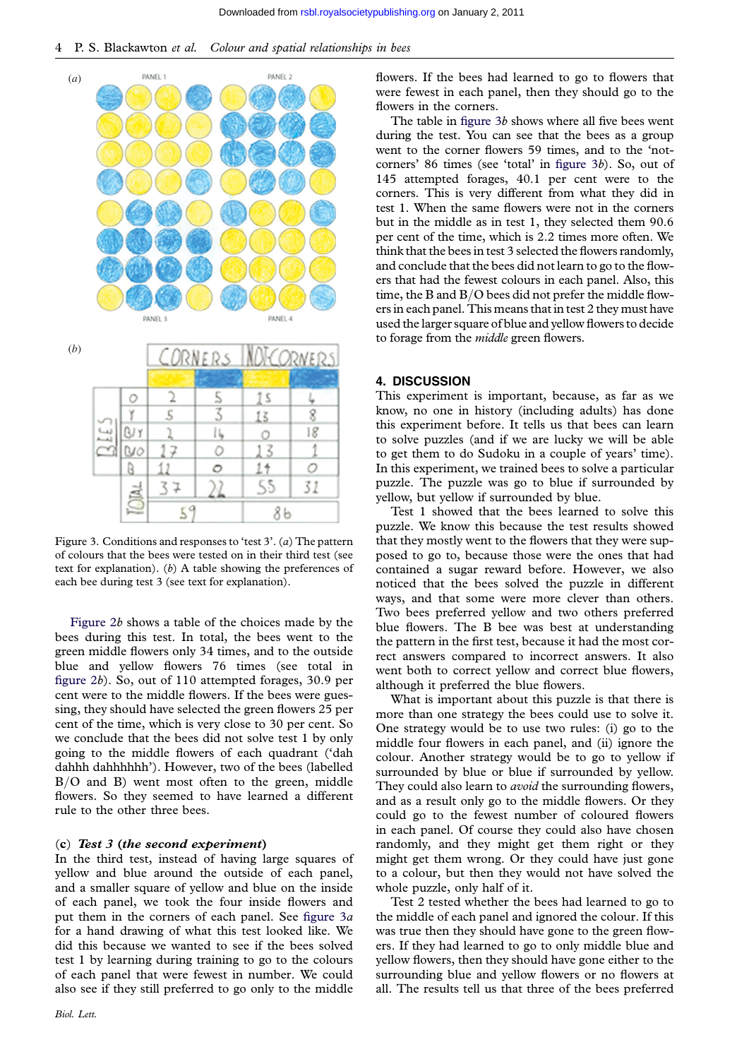| Bees | Corners (yellow) | Corners (blue) | Not corners (yellow) | Not corners (blue) |
|---|---|---|---|---|
| O | 2 | 5 | 15 | 4 |
| Y | 5 | 3 | 13 | 8 |
| B/Y | 2 | 14 | 0 | 18 |
| B/O | 17 | 0 | 13 | 1 |
| B | 11 | 0 | 14 | 0 |
| Total | 37 | 22 | 55 | 31 |
| | 59 | | 86 | |

Figure 3. Conditions and responses to 'test 3'. (*a*) The pattern of colours that the bees were tested on in their third test (see text for explanation). (*b*) A table showing the preferences of each bee during test 3 (see text for explanation).

Figure 2*b* shows a table of the choices made by the bees during this test. In total, the bees went to the green middle flowers only 34 times, and to the outside blue and yellow flowers 76 times (see total in figure 2*b*). So, out of 110 attempted forages, 30.9 per cent were to the middle flowers. If the bees were guessing, they should have selected the green flowers 25 per cent of the time, which is very close to 30 per cent. So we conclude that the bees did not solve test 1 by only going to the middle flowers of each quadrant ('dah dahhh dahhhhhh'). However, two of the bees (labelled B/O and B) went most often to the green, middle flowers. So they seemed to have learned a different rule to the other three bees.

### (c) *Test 3 (the second experiment)*

In the third test, instead of having large squares of yellow and blue around the outside of each panel, and a smaller square of yellow and blue on the inside of each panel, we took the four inside flowers and put them in the corners of each panel. See figure 3*a* for a hand drawing of what this test looked like. We did this because we wanted to see if the bees solved test 1 by learning during training to go to the colours of each panel that were fewest in number. We could also see if they still preferred to go only to the middle flowers. If the bees had learned to go to flowers that were fewest in each panel, then they should go to the flowers in the corners.

The table in figure 3*b* shows where all five bees went during the test. You can see that the bees as a group went to the corner flowers 59 times, and to the 'not-corners' 86 times (see 'total' in figure 3*b*). So, out of 145 attempted forages, 40.1 per cent were to the corners. This is very different from what they did in test 1. When the same flowers were not in the corners but in the middle as in test 1, they selected them 90.6 per cent of the time, which is 2.2 times more often. We think that the bees in test 3 selected the flowers randomly, and conclude that the bees did not learn to go to the flowers that had the fewest colours in each panel. Also, this time, the B and B/O bees did not prefer the middle flowers in each panel. This means that in test 2 they must have used the larger square of blue and yellow flowers to decide to forage from the *middle* green flowers.

## 4. DISCUSSION

This experiment is important, because, as far as we know, no one in history (including adults) has done this experiment before. It tells us that bees can learn to solve puzzles (and if we are lucky we will be able to get them to do Sudoku in a couple of years' time). In this experiment, we trained bees to solve a particular puzzle. The puzzle was go to blue if surrounded by yellow, but yellow if surrounded by blue.

Test 1 showed that the bees learned to solve this puzzle. We know this because the test results showed that they mostly went to the flowers that they were supposed to go to, because those were the ones that had contained a sugar reward before. However, we also noticed that the bees solved the puzzle in different ways, and that some were more clever than others. Two bees preferred yellow and two others preferred blue flowers. The B bee was best at understanding the pattern in the first test, because it had the most correct answers compared to incorrect answers. It also went both to correct yellow and correct blue flowers, although it preferred the blue flowers.

What is important about this puzzle is that there is more than one strategy the bees could use to solve it. One strategy would be to use two rules: (i) go to the middle four flowers in each panel, and (ii) ignore the colour. Another strategy would be to go to yellow if surrounded by blue or blue if surrounded by yellow. They could also learn to *avoid* the surrounding flowers, and as a result only go to the middle flowers. Or they could go to the fewest number of coloured flowers in each panel. Of course they could also have chosen randomly, and they might get them right or they might get them wrong. Or they could have just gone to a colour, but then they would not have solved the whole puzzle, only half of it.

Test 2 tested whether the bees had learned to go to the middle of each panel and ignored the colour. If this was true then they should have gone to the green flowers. If they had learned to go to only middle blue and yellow flowers, then they should have gone either to the surrounding blue and yellow flowers or no flowers at all. The results tell us that three of the bees preferred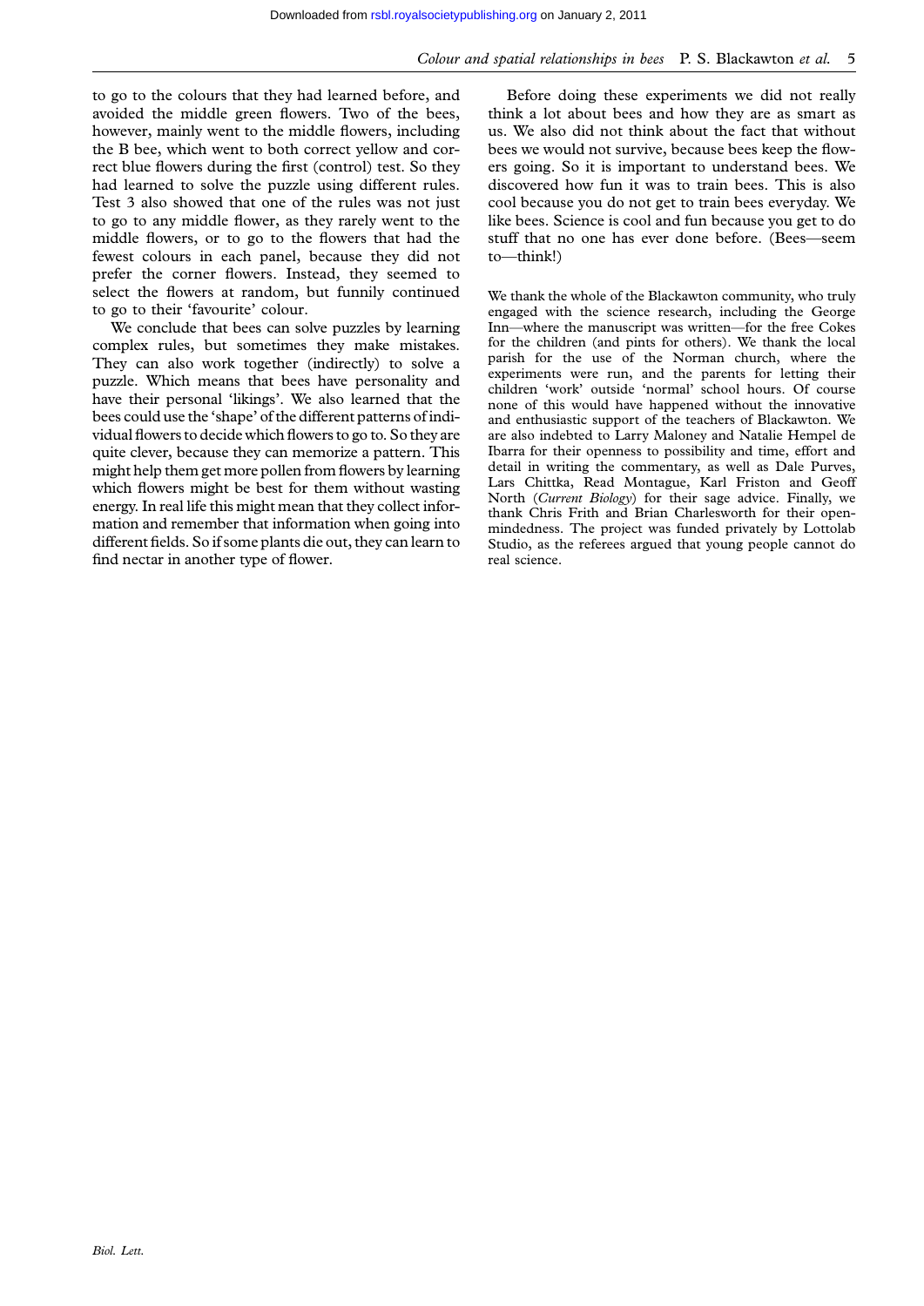to go to the colours that they had learned before, and avoided the middle green flowers. Two of the bees, however, mainly went to the middle flowers, including the B bee, which went to both correct yellow and correct blue flowers during the first (control) test. So they had learned to solve the puzzle using different rules. Test 3 also showed that one of the rules was not just to go to any middle flower, as they rarely went to the middle flowers, or to go to the flowers that had the fewest colours in each panel, because they did not prefer the corner flowers. Instead, they seemed to select the flowers at random, but funnily continued to go to their 'favourite' colour.

We conclude that bees can solve puzzles by learning complex rules, but sometimes they make mistakes. They can also work together (indirectly) to solve a puzzle. Which means that bees have personality and have their personal 'likings'. We also learned that the bees could use the 'shape' of the different patterns of individual flowers to decide which flowers to go to. So they are quite clever, because they can memorize a pattern. This might help them get more pollen from flowers by learning which flowers might be best for them without wasting energy. In real life this might mean that they collect information and remember that information when going into different fields. So if some plants die out, they can learn to find nectar in another type of flower.

Before doing these experiments we did not really think a lot about bees and how they are as smart as us. We also did not think about the fact that without bees we would not survive, because bees keep the flowers going. So it is important to understand bees. We discovered how fun it was to train bees. This is also cool because you do not get to train bees everyday. We like bees. Science is cool and fun because you get to do stuff that no one has ever done before. (Bees—seem to—think!)

We thank the whole of the Blackawton community, who truly engaged with the science research, including the George Inn—where the manuscript was written—for the free Cokes for the children (and pints for others). We thank the local parish for the use of the Norman church, where the experiments were run, and the parents for letting their children 'work' outside 'normal' school hours. Of course none of this would have happened without the innovative and enthusiastic support of the teachers of Blackawton. We are also indebted to Larry Maloney and Natalie Hempel de Ibarra for their openness to possibility and time, effort and detail in writing the commentary, as well as Dale Purves, Lars Chittka, Read Montague, Karl Friston and Geoff North (*Current Biology*) for their sage advice. Finally, we thank Chris Frith and Brian Charlesworth for their open-mindedness. The project was funded privately by Lottolab Studio, as the referees argued that young people cannot do real science.